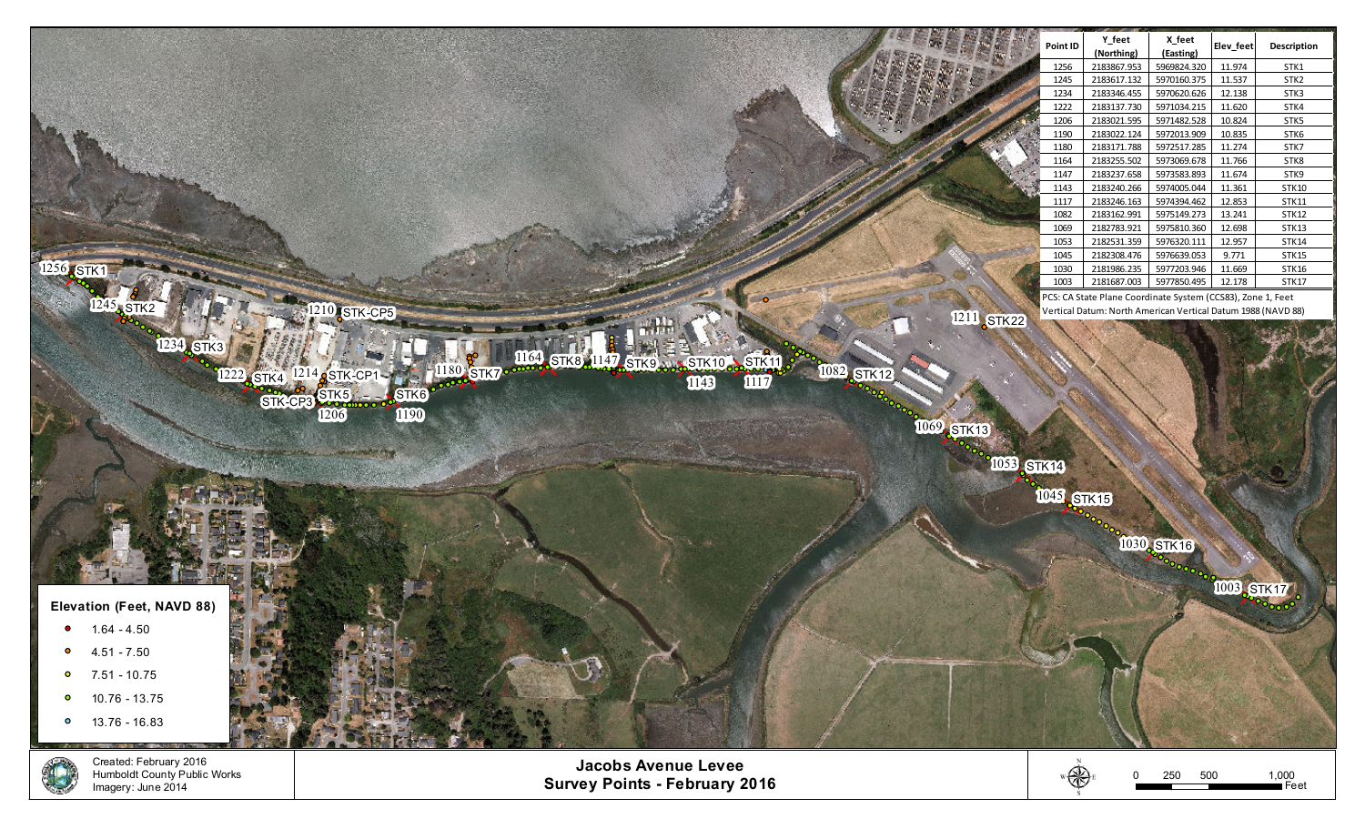# Jacobs Avenue Levee
## Survey Points - February 2016

| Point ID | Y_feet (Northing) | X_feet (Easting) | Elev_feet | Description |
|---|---|---|---|---|
| 1256 | 2183867.953 | 5969824.320 | 11.974 | STK1 |
| 1245 | 2183617.132 | 5970160.375 | 11.537 | STK2 |
| 1234 | 2183346.455 | 5970620.626 | 12.138 | STK3 |
| 1222 | 2183137.730 | 5971034.215 | 11.620 | STK4 |
| 1206 | 2183021.595 | 5971482.528 | 10.824 | STK5 |
| 1190 | 2183022.124 | 5972013.909 | 10.835 | STK6 |
| 1180 | 2183171.788 | 5972517.285 | 11.274 | STK7 |
| 1164 | 2183255.502 | 5973069.678 | 11.766 | STK8 |
| 1147 | 2183237.658 | 5973583.893 | 11.674 | STK9 |
| 1143 | 2183240.266 | 5974005.044 | 11.361 | STK10 |
| 1117 | 2183246.163 | 5974394.462 | 12.853 | STK11 |
| 1082 | 2183162.991 | 5975149.273 | 13.241 | STK12 |
| 1069 | 2182783.921 | 5975810.360 | 12.698 | STK13 |
| 1053 | 2182531.359 | 5976320.111 | 12.957 | STK14 |
| 1045 | 2182308.476 | 5976639.053 | 9.771 | STK15 |
| 1030 | 2181986.235 | 5977203.946 | 11.669 | STK16 |
| 1003 | 2181687.003 | 5977850.495 | 12.178 | STK17 |

PCS: CA State Plane Coordinate System (CCS83), Zone 1, Feet
Vertical Datum: North American Vertical Datum 1988 (NAVD 88)

**Elevation (Feet, NAVD 88)**

- 1.64 - 4.50
- 4.51 - 7.50
- 7.51 - 10.75
- 10.76 - 13.75
- 13.76 - 16.83

Map labels: 1256 STK1, 1245 STK2, 1234 STK3, 1222 STK4, STK-CP3, 1214 STK-CP1, STK5, 1206, 1210 STK-CP5, STK6, 1190, 1180 STK7, 1164 STK8, 1147 STK9, STK10, 1143, STK11, 1117, 1082 STK12, 1211 STK22, 1069 STK13, 1053 STK14, 1045 STK15, 1030 STK16, 1003 STK17

0 250 500 1,000 Feet

Created: February 2016
Humboldt County Public Works
Imagery: June 2014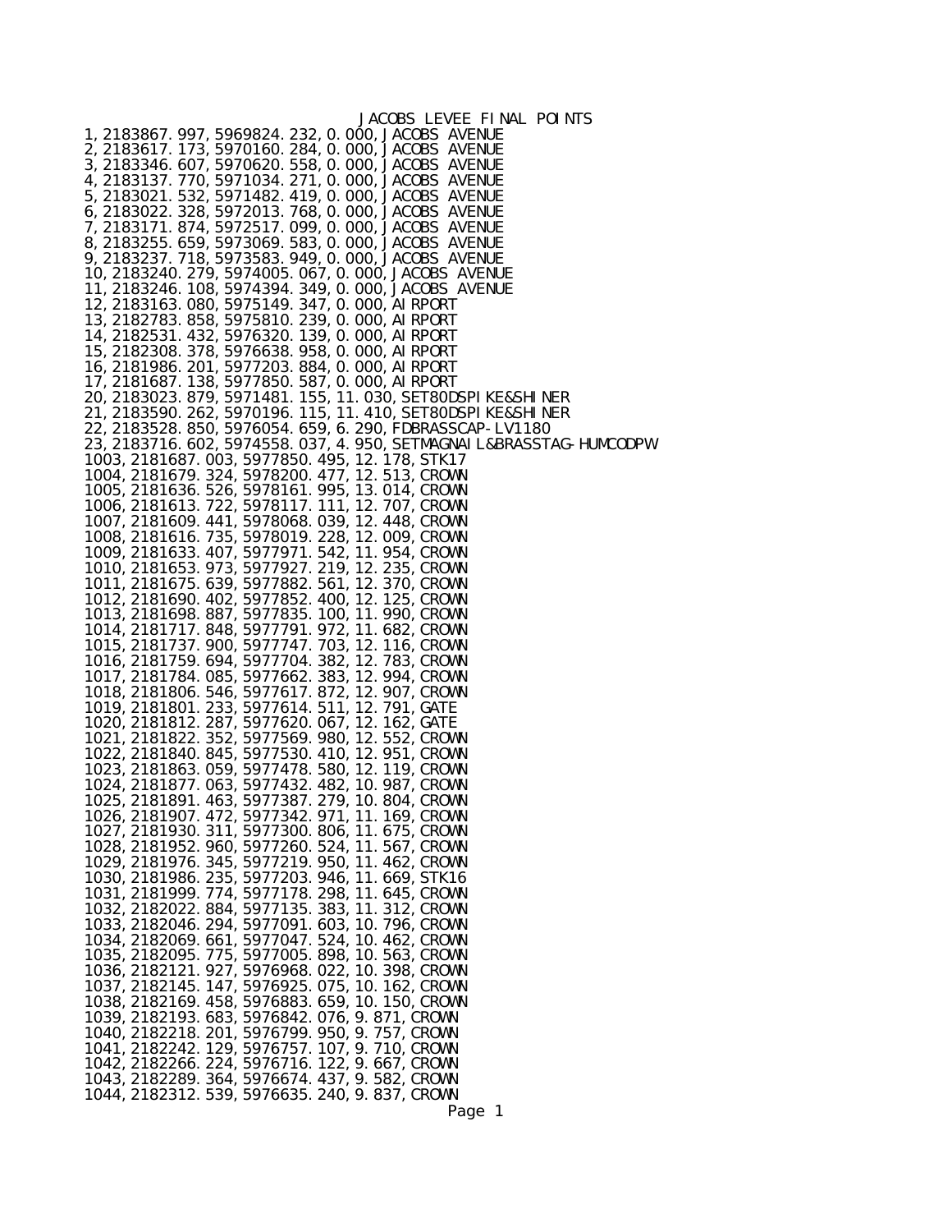# JACOBS LEVEE FINAL POINTS

```
1, 2183867.997, 5969824.232, 0.000, JACOBS AVENUE
2, 2183617.173, 5970160.284, 0.000, JACOBS AVENUE
3, 2183346.607, 5970620.558, 0.000, JACOBS AVENUE
4, 2183137.770, 5971034.271, 0.000, JACOBS AVENUE
5, 2183021.532, 5971482.419, 0.000, JACOBS AVENUE
6, 2183022.328, 5972013.768, 0.000, JACOBS AVENUE
7, 2183171.874, 5972517.099, 0.000, JACOBS AVENUE
8, 2183255.659, 5973069.583, 0.000, JACOBS AVENUE
9, 2183237.718, 5973583.949, 0.000, JACOBS AVENUE
10, 2183240.279, 5974005.067, 0.000, JACOBS AVENUE
11, 2183246.108, 5974394.349, 0.000, JACOBS AVENUE
12, 2183163.080, 5975149.347, 0.000, AIRPORT
13, 2182783.858, 5975810.239, 0.000, AIRPORT
14, 2182531.432, 5976320.139, 0.000, AIRPORT
15, 2182308.378, 5976638.958, 0.000, AIRPORT
16, 2181986.201, 5977203.884, 0.000, AIRPORT
17, 2181687.138, 5977850.587, 0.000, AIRPORT
20, 2183023.879, 5971481.155, 11.030, SET80DSPIKE&SHINER
21, 2183590.262, 5970196.115, 11.410, SET80DSPIKE&SHINER
22, 2183528.850, 5976054.659, 6.290, FDBRASSCAP-LV1180
23, 2183716.602, 5974558.037, 4.950, SETMAGNAIL&BRASSTAG-HUMCODPW
1003, 2181687.003, 5977850.495, 12.178, STK17
1004, 2181679.324, 5978200.477, 12.513, CROWN
1005, 2181636.526, 5978161.995, 13.014, CROWN
1006, 2181613.722, 5978117.111, 12.707, CROWN
1007, 2181609.441, 5978068.039, 12.448, CROWN
1008, 2181616.735, 5978019.228, 12.009, CROWN
1009, 2181633.407, 5977971.542, 11.954, CROWN
1010, 2181653.973, 5977927.219, 12.235, CROWN
1011, 2181675.639, 5977882.561, 12.370, CROWN
1012, 2181690.402, 5977852.400, 12.125, CROWN
1013, 2181698.887, 5977835.100, 11.990, CROWN
1014, 2181717.848, 5977791.972, 11.682, CROWN
1015, 2181737.900, 5977747.703, 12.116, CROWN
1016, 2181759.694, 5977704.382, 12.783, CROWN
1017, 2181784.085, 5977662.383, 12.994, CROWN
1018, 2181806.546, 5977617.872, 12.907, CROWN
1019, 2181801.233, 5977614.511, 12.791, GATE
1020, 2181812.287, 5977620.067, 12.162, GATE
1021, 2181822.352, 5977569.980, 12.552, CROWN
1022, 2181840.845, 5977530.410, 12.951, CROWN
1023, 2181863.059, 5977478.580, 12.119, CROWN
1024, 2181877.063, 5977432.482, 10.987, CROWN
1025, 2181891.463, 5977387.279, 10.804, CROWN
1026, 2181907.472, 5977342.971, 11.169, CROWN
1027, 2181930.311, 5977300.806, 11.675, CROWN
1028, 2181952.960, 5977260.524, 11.567, CROWN
1029, 2181976.345, 5977219.950, 11.462, CROWN
1030, 2181986.235, 5977203.946, 11.669, STK16
1031, 2181999.774, 5977178.298, 11.645, CROWN
1032, 2182022.884, 5977135.383, 11.312, CROWN
1033, 2182046.294, 5977091.603, 10.796, CROWN
1034, 2182069.661, 5977047.524, 10.462, CROWN
1035, 2182095.775, 5977005.898, 10.563, CROWN
1036, 2182121.927, 5976968.022, 10.398, CROWN
1037, 2182145.147, 5976925.075, 10.162, CROWN
1038, 2182169.458, 5976883.659, 10.150, CROWN
1039, 2182193.683, 5976842.076, 9.871, CROWN
1040, 2182218.201, 5976799.950, 9.757, CROWN
1041, 2182242.129, 5976757.107, 9.710, CROWN
1042, 2182266.224, 5976716.122, 9.667, CROWN
1043, 2182289.364, 5976674.437, 9.582, CROWN
1044, 2182312.539, 5976635.240, 9.837, CROWN
```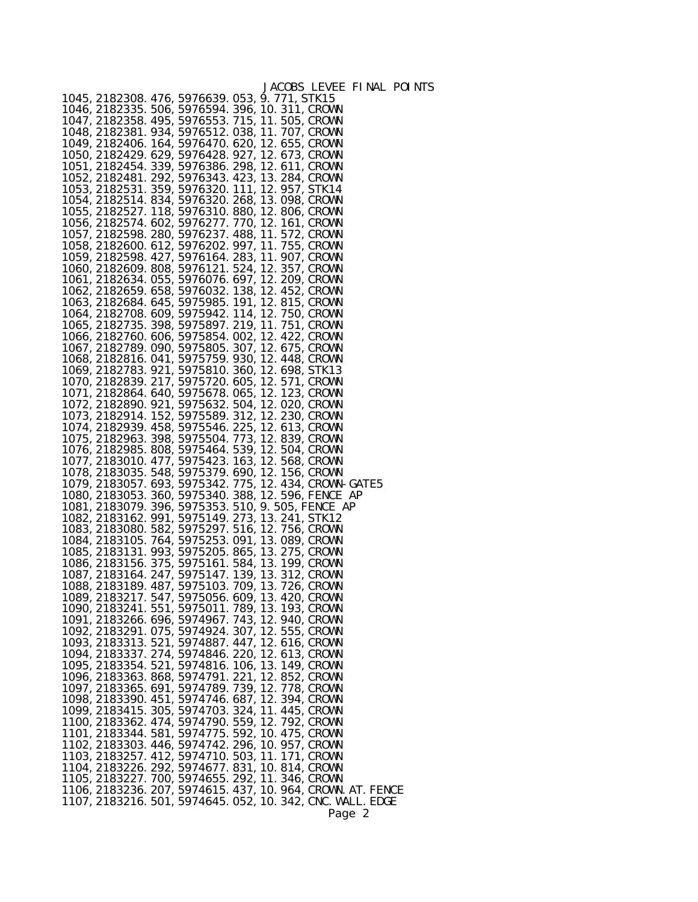JACOBS LEVEE FINAL POINTS

1045, 2182308.476, 5976639.053, 9.771, STK15
1046, 2182335.506, 5976594.396, 10.311, CROWN
1047, 2182358.495, 5976553.715, 11.505, CROWN
1048, 2182381.934, 5976512.038, 11.707, CROWN
1049, 2182406.164, 5976470.620, 12.655, CROWN
1050, 2182429.629, 5976428.927, 12.673, CROWN
1051, 2182454.339, 5976386.298, 12.611, CROWN
1052, 2182481.292, 5976343.423, 13.284, CROWN
1053, 2182531.359, 5976320.111, 12.957, STK14
1054, 2182514.834, 5976320.268, 13.098, CROWN
1055, 2182527.118, 5976310.880, 12.806, CROWN
1056, 2182574.602, 5976277.770, 12.161, CROWN
1057, 2182598.280, 5976237.488, 11.572, CROWN
1058, 2182600.612, 5976202.997, 11.755, CROWN
1059, 2182598.427, 5976164.283, 11.907, CROWN
1060, 2182609.808, 5976121.524, 12.357, CROWN
1061, 2182634.055, 5976076.697, 12.209, CROWN
1062, 2182659.658, 5976032.138, 12.452, CROWN
1063, 2182684.645, 5975985.191, 12.815, CROWN
1064, 2182708.609, 5975942.114, 12.750, CROWN
1065, 2182735.398, 5975897.219, 11.751, CROWN
1066, 2182760.606, 5975854.002, 12.422, CROWN
1067, 2182789.090, 5975805.307, 12.675, CROWN
1068, 2182816.041, 5975759.930, 12.448, CROWN
1069, 2182783.921, 5975810.360, 12.698, STK13
1070, 2182839.217, 5975720.605, 12.571, CROWN
1071, 2182864.640, 5975678.065, 12.123, CROWN
1072, 2182890.921, 5975632.504, 12.020, CROWN
1073, 2182914.152, 5975589.312, 12.230, CROWN
1074, 2182939.458, 5975546.225, 12.613, CROWN
1075, 2182963.398, 5975504.773, 12.839, CROWN
1076, 2182985.808, 5975464.539, 12.504, CROWN
1077, 2183010.477, 5975423.163, 12.568, CROWN
1078, 2183035.548, 5975379.690, 12.156, CROWN
1079, 2183057.693, 5975342.775, 12.434, CROWN-GATE5
1080, 2183053.360, 5975340.388, 12.596, FENCE AP
1081, 2183079.396, 5975353.510, 9.505, FENCE AP
1082, 2183162.991, 5975149.273, 13.241, STK12
1083, 2183080.582, 5975297.516, 12.756, CROWN
1084, 2183105.764, 5975253.091, 13.089, CROWN
1085, 2183131.993, 5975205.865, 13.275, CROWN
1086, 2183156.375, 5975161.584, 13.199, CROWN
1087, 2183164.247, 5975147.139, 13.312, CROWN
1088, 2183189.487, 5975103.709, 13.726, CROWN
1089, 2183217.547, 5975056.609, 13.420, CROWN
1090, 2183241.551, 5975011.789, 13.193, CROWN
1091, 2183266.696, 5974967.743, 12.940, CROWN
1092, 2183291.075, 5974924.307, 12.555, CROWN
1093, 2183313.521, 5974887.447, 12.616, CROWN
1094, 2183337.274, 5974846.220, 12.613, CROWN
1095, 2183354.521, 5974816.106, 13.149, CROWN
1096, 2183363.868, 5974791.221, 12.852, CROWN
1097, 2183365.691, 5974789.739, 12.778, CROWN
1098, 2183390.451, 5974746.687, 12.394, CROWN
1099, 2183415.305, 5974703.324, 11.445, CROWN
1100, 2183362.474, 5974790.559, 12.792, CROWN
1101, 2183344.581, 5974775.592, 10.475, CROWN
1102, 2183303.446, 5974742.296, 10.957, CROWN
1103, 2183257.412, 5974710.503, 11.171, CROWN
1104, 2183226.292, 5974677.831, 10.814, CROWN
1105, 2183227.700, 5974655.292, 11.346, CROWN
1106, 2183236.207, 5974615.437, 10.964, CROWN.AT.FENCE
1107, 2183216.501, 5974645.052, 10.342, CNC.WALL.EDGE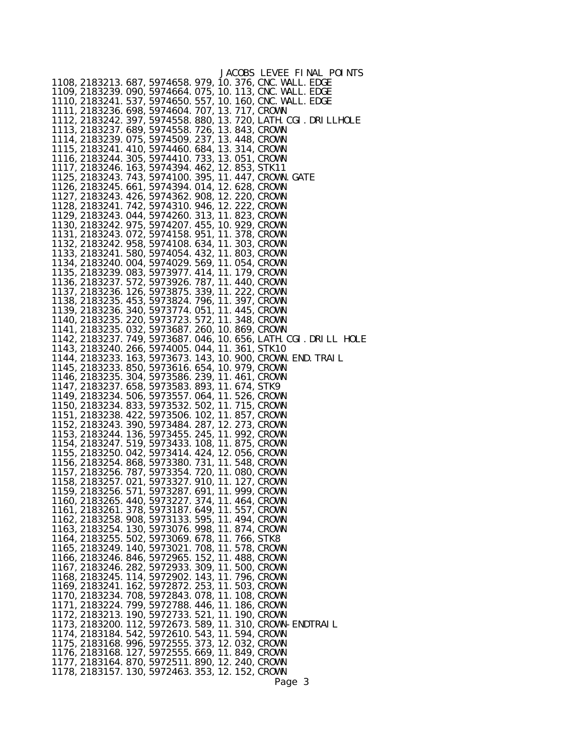JACOBS LEVEE FINAL POINTS

```
1108, 2183213.687, 5974658.979, 10.376, CNC.WALL.EDGE
1109, 2183239.090, 5974664.075, 10.113, CNC.WALL.EDGE
1110, 2183241.537, 5974650.557, 10.160, CNC.WALL.EDGE
1111, 2183236.698, 5974604.707, 13.717, CROWN
1112, 2183242.397, 5974558.880, 13.720, LATH.CGI.DRILLHOLE
1113, 2183237.689, 5974558.726, 13.843, CROWN
1114, 2183239.075, 5974509.237, 13.448, CROWN
1115, 2183241.410, 5974460.684, 13.314, CROWN
1116, 2183244.305, 5974410.733, 13.051, CROWN
1117, 2183246.163, 5974394.462, 12.853, STK11
1125, 2183243.743, 5974100.395, 11.447, CROWN.GATE
1126, 2183245.661, 5974394.014, 12.628, CROWN
1127, 2183243.426, 5974362.908, 12.220, CROWN
1128, 2183241.742, 5974310.946, 12.222, CROWN
1129, 2183243.044, 5974260.313, 11.823, CROWN
1130, 2183242.975, 5974207.455, 10.929, CROWN
1131, 2183243.072, 5974158.951, 11.378, CROWN
1132, 2183242.958, 5974108.634, 11.303, CROWN
1133, 2183241.580, 5974054.432, 11.803, CROWN
1134, 2183240.004, 5974029.569, 11.054, CROWN
1135, 2183239.083, 5973977.414, 11.179, CROWN
1136, 2183237.572, 5973926.787, 11.440, CROWN
1137, 2183236.126, 5973875.339, 11.222, CROWN
1138, 2183235.453, 5973824.796, 11.397, CROWN
1139, 2183236.340, 5973774.051, 11.445, CROWN
1140, 2183235.220, 5973723.572, 11.348, CROWN
1141, 2183235.032, 5973687.260, 10.869, CROWN
1142, 2183237.749, 5973687.046, 10.656, LATH.CGI.DRILL HOLE
1143, 2183240.266, 5974005.044, 11.361, STK10
1144, 2183233.163, 5973673.143, 10.900, CROWN.END.TRAIL
1145, 2183233.850, 5973616.654, 10.979, CROWN
1146, 2183235.304, 5973586.239, 11.461, CROWN
1147, 2183237.658, 5973583.893, 11.674, STK9
1149, 2183234.506, 5973557.064, 11.526, CROWN
1150, 2183234.833, 5973532.502, 11.715, CROWN
1151, 2183238.422, 5973506.102, 11.857, CROWN
1152, 2183243.390, 5973484.287, 12.273, CROWN
1153, 2183244.136, 5973455.245, 11.992, CROWN
1154, 2183247.519, 5973433.108, 11.875, CROWN
1155, 2183250.042, 5973414.424, 12.056, CROWN
1156, 2183254.868, 5973380.731, 11.548, CROWN
1157, 2183256.787, 5973354.720, 11.080, CROWN
1158, 2183257.021, 5973327.910, 11.127, CROWN
1159, 2183256.571, 5973287.691, 11.999, CROWN
1160, 2183265.440, 5973227.374, 11.464, CROWN
1161, 2183261.378, 5973187.649, 11.557, CROWN
1162, 2183258.908, 5973133.595, 11.494, CROWN
1163, 2183254.130, 5973076.998, 11.874, CROWN
1164, 2183255.502, 5973069.678, 11.766, STK8
1165, 2183249.140, 5973021.708, 11.578, CROWN
1166, 2183246.846, 5972965.152, 11.488, CROWN
1167, 2183246.282, 5972933.309, 11.500, CROWN
1168, 2183245.114, 5972902.143, 11.796, CROWN
1169, 2183241.162, 5972872.253, 11.503, CROWN
1170, 2183234.708, 5972843.078, 11.108, CROWN
1171, 2183224.799, 5972788.446, 11.186, CROWN
1172, 2183213.190, 5972733.521, 11.190, CROWN
1173, 2183200.112, 5972673.589, 11.310, CROWN-ENDTRAIL
1174, 2183184.542, 5972610.543, 11.594, CROWN
1175, 2183168.996, 5972555.373, 12.032, CROWN
1176, 2183168.127, 5972555.669, 11.849, CROWN
1177, 2183164.870, 5972511.890, 12.240, CROWN
1178, 2183157.130, 5972463.353, 12.152, CROWN
```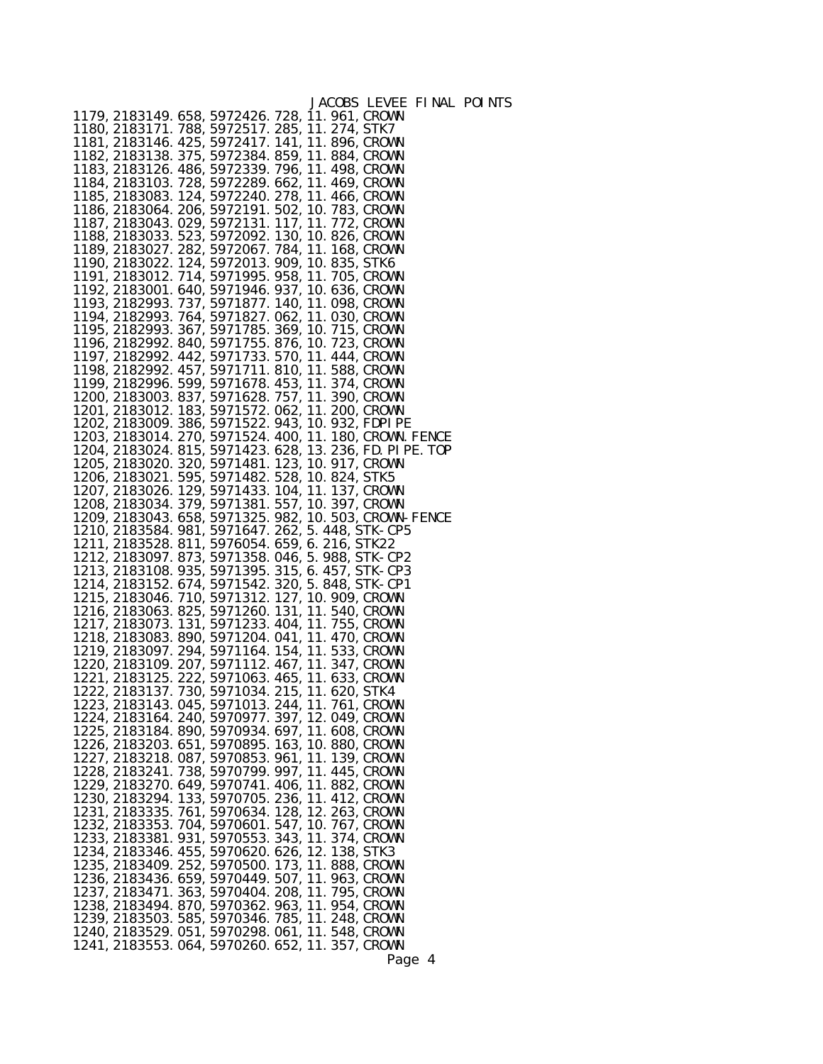JACOBS LEVEE FINAL POINTS

```
1179, 2183149.658, 5972426.728, 11.961, CROWN
1180, 2183171.788, 5972517.285, 11.274, STK7
1181, 2183146.425, 5972417.141, 11.896, CROWN
1182, 2183138.375, 5972384.859, 11.884, CROWN
1183, 2183126.486, 5972339.796, 11.498, CROWN
1184, 2183103.728, 5972289.662, 11.469, CROWN
1185, 2183083.124, 5972240.278, 11.466, CROWN
1186, 2183064.206, 5972191.502, 10.783, CROWN
1187, 2183043.029, 5972131.117, 11.772, CROWN
1188, 2183033.523, 5972092.130, 10.826, CROWN
1189, 2183027.282, 5972067.784, 11.168, CROWN
1190, 2183022.124, 5972013.909, 10.835, STK6
1191, 2183012.714, 5971995.958, 11.705, CROWN
1192, 2183001.640, 5971946.937, 10.636, CROWN
1193, 2182993.737, 5971877.140, 11.098, CROWN
1194, 2182993.764, 5971827.062, 11.030, CROWN
1195, 2182993.367, 5971785.369, 10.715, CROWN
1196, 2182992.840, 5971755.876, 10.723, CROWN
1197, 2182992.442, 5971733.570, 11.444, CROWN
1198, 2182992.457, 5971711.810, 11.588, CROWN
1199, 2182996.599, 5971678.453, 11.374, CROWN
1200, 2183003.837, 5971628.757, 11.390, CROWN
1201, 2183012.183, 5971572.062, 11.200, CROWN
1202, 2183009.386, 5971522.943, 10.932, FDPIPE
1203, 2183014.270, 5971524.400, 11.180, CROWN.FENCE
1204, 2183024.815, 5971423.628, 13.236, FD.PIPE.TOP
1205, 2183020.320, 5971481.123, 10.917, CROWN
1206, 2183021.595, 5971482.528, 10.824, STK5
1207, 2183026.129, 5971433.104, 11.137, CROWN
1208, 2183034.379, 5971381.557, 10.397, CROWN
1209, 2183043.658, 5971325.982, 10.503, CROWN-FENCE
1210, 2183584.981, 5971647.262, 5.448, STK-CP5
1211, 2183528.811, 5976054.659, 6.216, STK22
1212, 2183097.873, 5971358.046, 5.988, STK-CP2
1213, 2183108.935, 5971395.315, 6.457, STK-CP3
1214, 2183152.674, 5971542.320, 5.848, STK-CP1
1215, 2183046.710, 5971312.127, 10.909, CROWN
1216, 2183063.825, 5971260.131, 11.540, CROWN
1217, 2183073.131, 5971233.404, 11.755, CROWN
1218, 2183083.890, 5971204.041, 11.470, CROWN
1219, 2183097.294, 5971164.154, 11.533, CROWN
1220, 2183109.207, 5971112.467, 11.347, CROWN
1221, 2183125.222, 5971063.465, 11.633, CROWN
1222, 2183137.730, 5971034.215, 11.620, STK4
1223, 2183143.045, 5971013.244, 11.761, CROWN
1224, 2183164.240, 5970977.397, 12.049, CROWN
1225, 2183184.890, 5970934.697, 11.608, CROWN
1226, 2183203.651, 5970895.163, 10.880, CROWN
1227, 2183218.087, 5970853.961, 11.139, CROWN
1228, 2183241.738, 5970799.997, 11.445, CROWN
1229, 2183270.649, 5970741.406, 11.882, CROWN
1230, 2183294.133, 5970705.236, 11.412, CROWN
1231, 2183335.761, 5970634.128, 12.263, CROWN
1232, 2183353.704, 5970601.547, 10.767, CROWN
1233, 2183381.931, 5970553.343, 11.374, CROWN
1234, 2183346.455, 5970620.626, 12.138, STK3
1235, 2183409.252, 5970500.173, 11.888, CROWN
1236, 2183436.659, 5970449.507, 11.963, CROWN
1237, 2183471.363, 5970404.208, 11.795, CROWN
1238, 2183494.870, 5970362.963, 11.954, CROWN
1239, 2183503.585, 5970346.785, 11.248, CROWN
1240, 2183529.051, 5970298.061, 11.548, CROWN
1241, 2183553.064, 5970260.652, 11.357, CROWN
```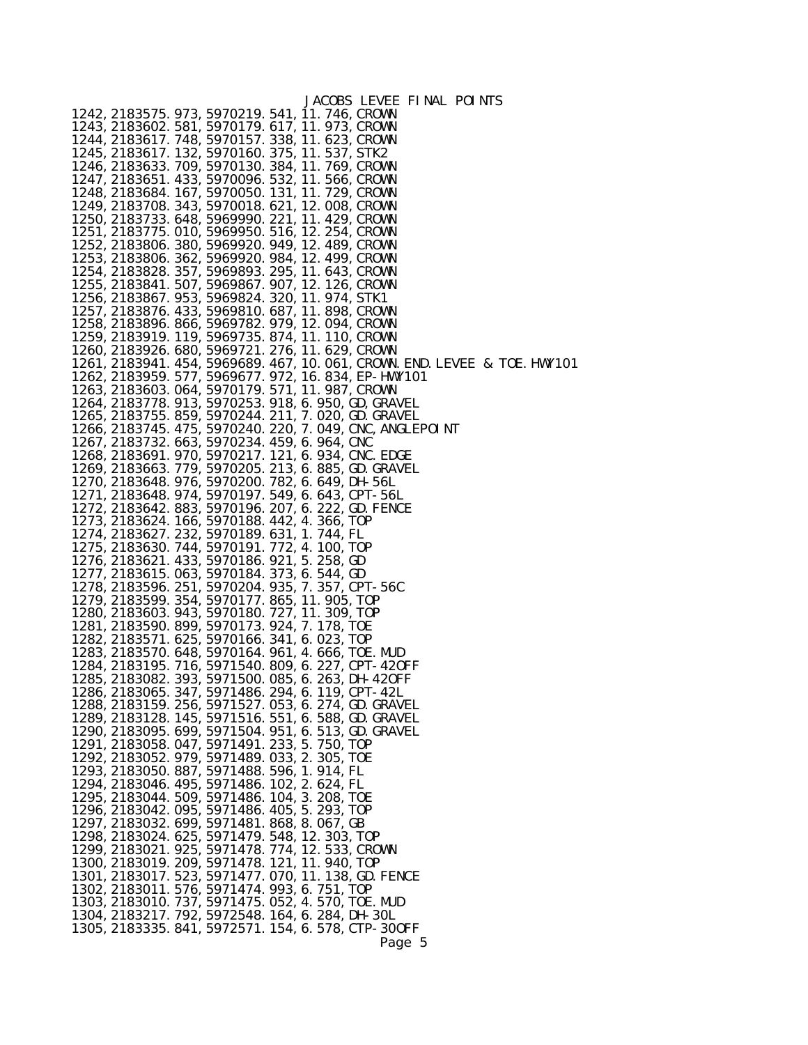# JACOBS LEVEE FINAL POINTS

```
1242, 2183575.973, 5970219.541, 11.746, CROWN
1243, 2183602.581, 5970179.617, 11.973, CROWN
1244, 2183617.748, 5970157.338, 11.623, CROWN
1245, 2183617.132, 5970160.375, 11.537, STK2
1246, 2183633.709, 5970130.384, 11.769, CROWN
1247, 2183651.433, 5970096.532, 11.566, CROWN
1248, 2183684.167, 5970050.131, 11.729, CROWN
1249, 2183708.343, 5970018.621, 12.008, CROWN
1250, 2183733.648, 5969990.221, 11.429, CROWN
1251, 2183775.010, 5969950.516, 12.254, CROWN
1252, 2183806.380, 5969920.949, 12.489, CROWN
1253, 2183806.362, 5969920.984, 12.499, CROWN
1254, 2183828.357, 5969893.295, 11.643, CROWN
1255, 2183841.507, 5969867.907, 12.126, CROWN
1256, 2183867.953, 5969824.320, 11.974, STK1
1257, 2183876.433, 5969810.687, 11.898, CROWN
1258, 2183896.866, 5969782.979, 12.094, CROWN
1259, 2183919.119, 5969735.874, 11.110, CROWN
1260, 2183926.680, 5969721.276, 11.629, CROWN
1261, 2183941.454, 5969689.467, 10.061, CROWN.END.LEVEE & TOE.HWY101
1262, 2183959.577, 5969677.972, 16.834, EP-HWY101
1263, 2183603.064, 5970179.571, 11.987, CROWN
1264, 2183778.913, 5970253.918, 6.950, GD, GRAVEL
1265, 2183755.859, 5970244.211, 7.020, GD.GRAVEL
1266, 2183745.475, 5970240.220, 7.049, CNC, ANGLEPOINT
1267, 2183732.663, 5970234.459, 6.964, CNC
1268, 2183691.970, 5970217.121, 6.934, CNC.EDGE
1269, 2183663.779, 5970205.213, 6.885, GD.GRAVEL
1270, 2183648.976, 5970200.782, 6.649, DH-56L
1271, 2183648.974, 5970197.549, 6.643, CPT-56L
1272, 2183642.883, 5970196.207, 6.222, GD.FENCE
1273, 2183624.166, 5970188.442, 4.366, TOP
1274, 2183627.232, 5970189.631, 1.744, FL
1275, 2183630.744, 5970191.772, 4.100, TOP
1276, 2183621.433, 5970186.921, 5.258, GD
1277, 2183615.063, 5970184.373, 6.544, GD
1278, 2183596.251, 5970204.935, 7.357, CPT-56C
1279, 2183599.354, 5970177.865, 11.905, TOP
1280, 2183603.943, 5970180.727, 11.309, TOP
1281, 2183590.899, 5970173.924, 7.178, TOE
1282, 2183571.625, 5970166.341, 6.023, TOP
1283, 2183570.648, 5970164.961, 4.666, TOE.MUD
1284, 2183195.716, 5971540.809, 6.227, CPT-42OFF
1285, 2183082.393, 5971500.085, 6.263, DH-42OFF
1286, 2183065.347, 5971486.294, 6.119, CPT-42L
1288, 2183159.256, 5971527.053, 6.274, GD.GRAVEL
1289, 2183128.145, 5971516.551, 6.588, GD.GRAVEL
1290, 2183095.699, 5971504.951, 6.513, GD.GRAVEL
1291, 2183058.047, 5971491.233, 5.750, TOP
1292, 2183052.979, 5971489.033, 2.305, TOE
1293, 2183050.887, 5971488.596, 1.914, FL
1294, 2183046.495, 5971486.102, 2.624, FL
1295, 2183044.509, 5971486.104, 3.208, TOE
1296, 2183042.095, 5971486.405, 5.293, TOP
1297, 2183032.699, 5971481.868, 8.067, GB
1298, 2183024.625, 5971479.548, 12.303, TOP
1299, 2183021.925, 5971478.774, 12.533, CROWN
1300, 2183019.209, 5971478.121, 11.940, TOP
1301, 2183017.523, 5971477.070, 11.138, GD.FENCE
1302, 2183011.576, 5971474.993, 6.751, TOP
1303, 2183010.737, 5971475.052, 4.570, TOE.MUD
1304, 2183217.792, 5972548.164, 6.284, DH-30L
1305, 2183335.841, 5972571.154, 6.578, CTP-30OFF
```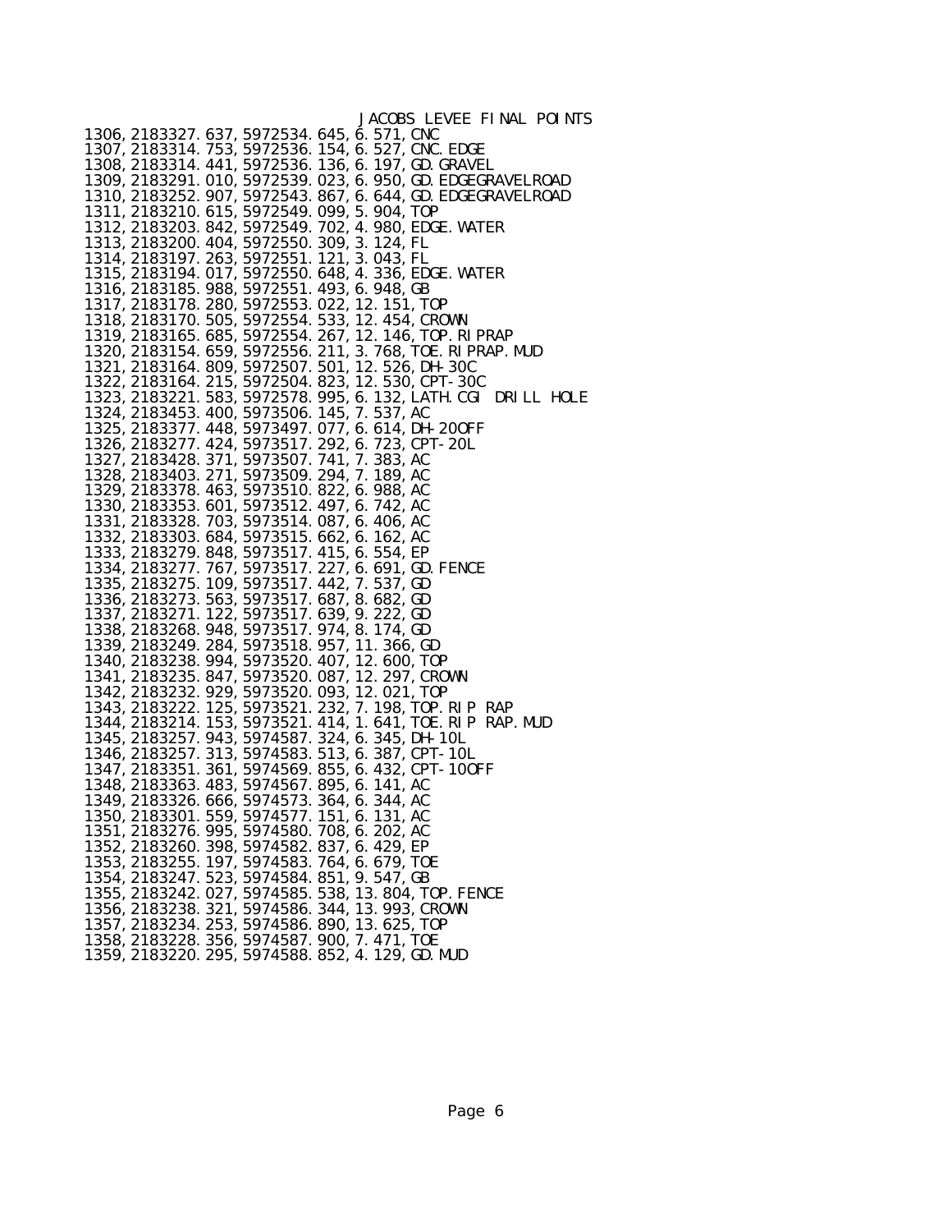JACOBS LEVEE FINAL POINTS

1306, 2183327.637, 5972534.645, 6.571, CNC
1307, 2183314.753, 5972536.154, 6.527, CNC.EDGE
1308, 2183314.441, 5972536.136, 6.197, GD.GRAVEL
1309, 2183291.010, 5972539.023, 6.950, GD.EDGEGRAVELROAD
1310, 2183252.907, 5972543.867, 6.644, GD.EDGEGRAVELROAD
1311, 2183210.615, 5972549.099, 5.904, TOP
1312, 2183203.842, 5972549.702, 4.980, EDGE.WATER
1313, 2183200.404, 5972550.309, 3.124, FL
1314, 2183197.263, 5972551.121, 3.043, FL
1315, 2183194.017, 5972550.648, 4.336, EDGE.WATER
1316, 2183185.988, 5972551.493, 6.948, GB
1317, 2183178.280, 5972553.022, 12.151, TOP
1318, 2183170.505, 5972554.533, 12.454, CROWN
1319, 2183165.685, 5972554.267, 12.146, TOP.RIPRAP
1320, 2183154.659, 5972556.211, 3.768, TOE.RIPRAP.MUD
1321, 2183164.809, 5972507.501, 12.526, DH-30C
1322, 2183164.215, 5972504.823, 12.530, CPT-30C
1323, 2183221.583, 5972578.995, 6.132, LATH.CGI DRILL HOLE
1324, 2183453.400, 5973506.145, 7.537, AC
1325, 2183377.448, 5973497.077, 6.614, DH-20OFF
1326, 2183277.424, 5973517.292, 6.723, CPT-20L
1327, 2183428.371, 5973507.741, 7.383, AC
1328, 2183403.271, 5973509.294, 7.189, AC
1329, 2183378.463, 5973510.822, 6.988, AC
1330, 2183353.601, 5973512.497, 6.742, AC
1331, 2183328.703, 5973514.087, 6.406, AC
1332, 2183303.684, 5973515.662, 6.162, AC
1333, 2183279.848, 5973517.415, 6.554, EP
1334, 2183277.767, 5973517.227, 6.691, GD.FENCE
1335, 2183275.109, 5973517.442, 7.537, GD
1336, 2183273.563, 5973517.687, 8.682, GD
1337, 2183271.122, 5973517.639, 9.222, GD
1338, 2183268.948, 5973517.974, 8.174, GD
1339, 2183249.284, 5973518.957, 11.366, GD
1340, 2183238.994, 5973520.407, 12.600, TOP
1341, 2183235.847, 5973520.087, 12.297, CROWN
1342, 2183232.929, 5973520.093, 12.021, TOP
1343, 2183222.125, 5973521.232, 7.198, TOP.RIP RAP
1344, 2183214.153, 5973521.414, 1.641, TOE.RIP RAP.MUD
1345, 2183257.943, 5974587.324, 6.345, DH-10L
1346, 2183257.313, 5974583.513, 6.387, CPT-10L
1347, 2183351.361, 5974569.855, 6.432, CPT-10OFF
1348, 2183363.483, 5974567.895, 6.141, AC
1349, 2183326.666, 5974573.364, 6.344, AC
1350, 2183301.559, 5974577.151, 6.131, AC
1351, 2183276.995, 5974580.708, 6.202, AC
1352, 2183260.398, 5974582.837, 6.429, EP
1353, 2183255.197, 5974583.764, 6.679, TOE
1354, 2183247.523, 5974584.851, 9.547, GB
1355, 2183242.027, 5974585.538, 13.804, TOP.FENCE
1356, 2183238.321, 5974586.344, 13.993, CROWN
1357, 2183234.253, 5974586.890, 13.625, TOP
1358, 2183228.356, 5974587.900, 7.471, TOE
1359, 2183220.295, 5974588.852, 4.129, GD.MUD